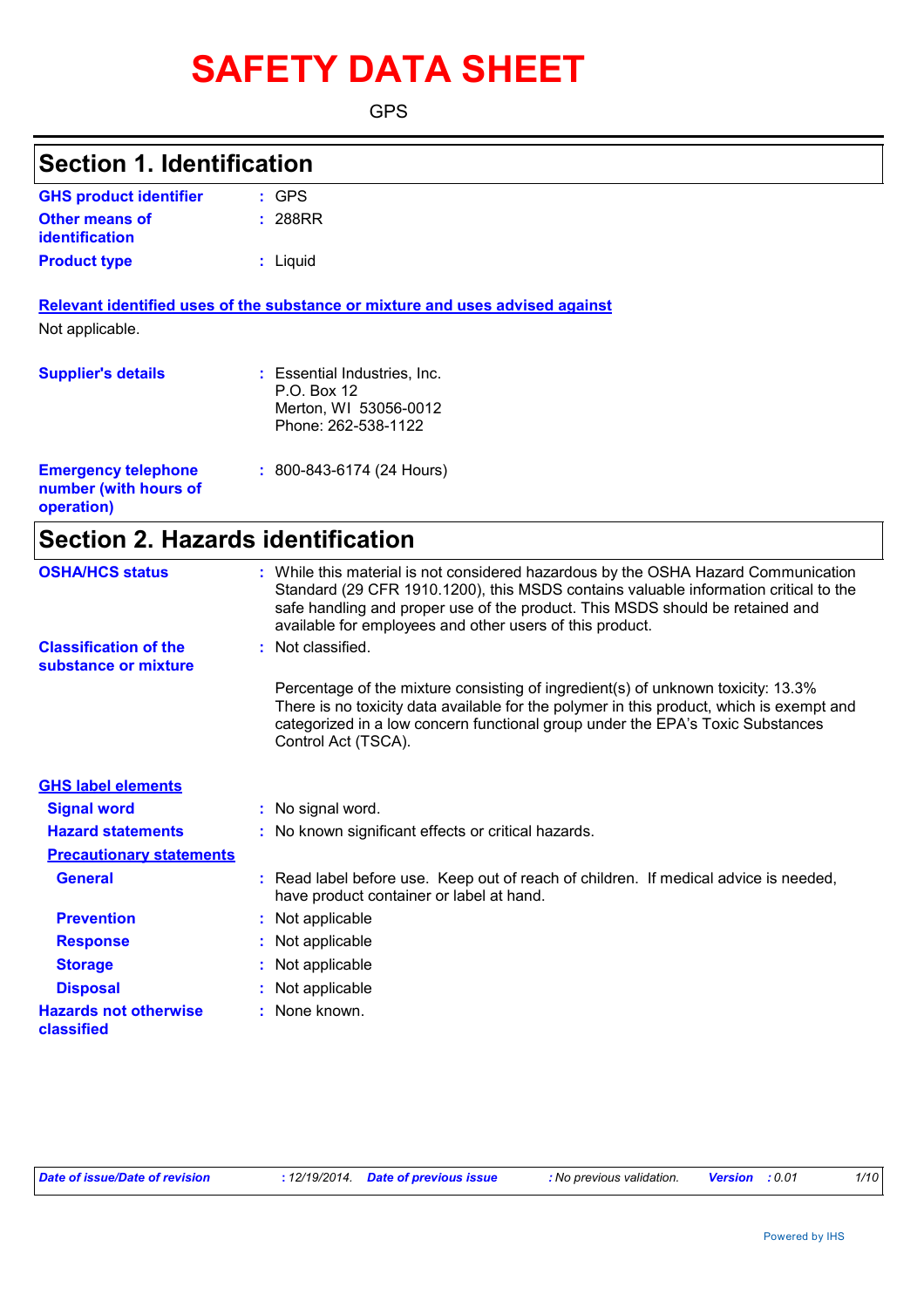# SAFETY DATA SHEET

GPS

## Section 1. Identification

| | |
|---|---|
| **GHS product identifier** | : GPS |
| **Other means of identification** | : 288RR |
| **Product type** | : Liquid |

**Relevant identified uses of the substance or mixture and uses advised against**

Not applicable.

| | |
|---|---|
| **Supplier's details** | : Essential Industries, Inc.<br>P.O. Box 12<br>Merton, WI 53056-0012<br>Phone: 262-538-1122 |
| **Emergency telephone number (with hours of operation)** | : 800-843-6174 (24 Hours) |

## Section 2. Hazards identification

| | |
|---|---|
| **OSHA/HCS status** | : While this material is not considered hazardous by the OSHA Hazard Communication Standard (29 CFR 1910.1200), this MSDS contains valuable information critical to the safe handling and proper use of the product. This MSDS should be retained and available for employees and other users of this product. |
| **Classification of the substance or mixture** | : Not classified. |

Percentage of the mixture consisting of ingredient(s) of unknown toxicity: 13.3%
There is no toxicity data available for the polymer in this product, which is exempt and categorized in a low concern functional group under the EPA's Toxic Substances Control Act (TSCA).

**GHS label elements**

| | |
|---|---|
| **Signal word** | : No signal word. |
| **Hazard statements** | : No known significant effects or critical hazards. |

**Precautionary statements**

| | |
|---|---|
| **General** | : Read label before use. Keep out of reach of children. If medical advice is needed, have product container or label at hand. |
| **Prevention** | : Not applicable |
| **Response** | : Not applicable |
| **Storage** | : Not applicable |
| **Disposal** | : Not applicable |
| **Hazards not otherwise classified** | : None known. |

*Date of issue/Date of revision* : 12/19/2014. *Date of previous issue* : No previous validation. *Version* : 0.01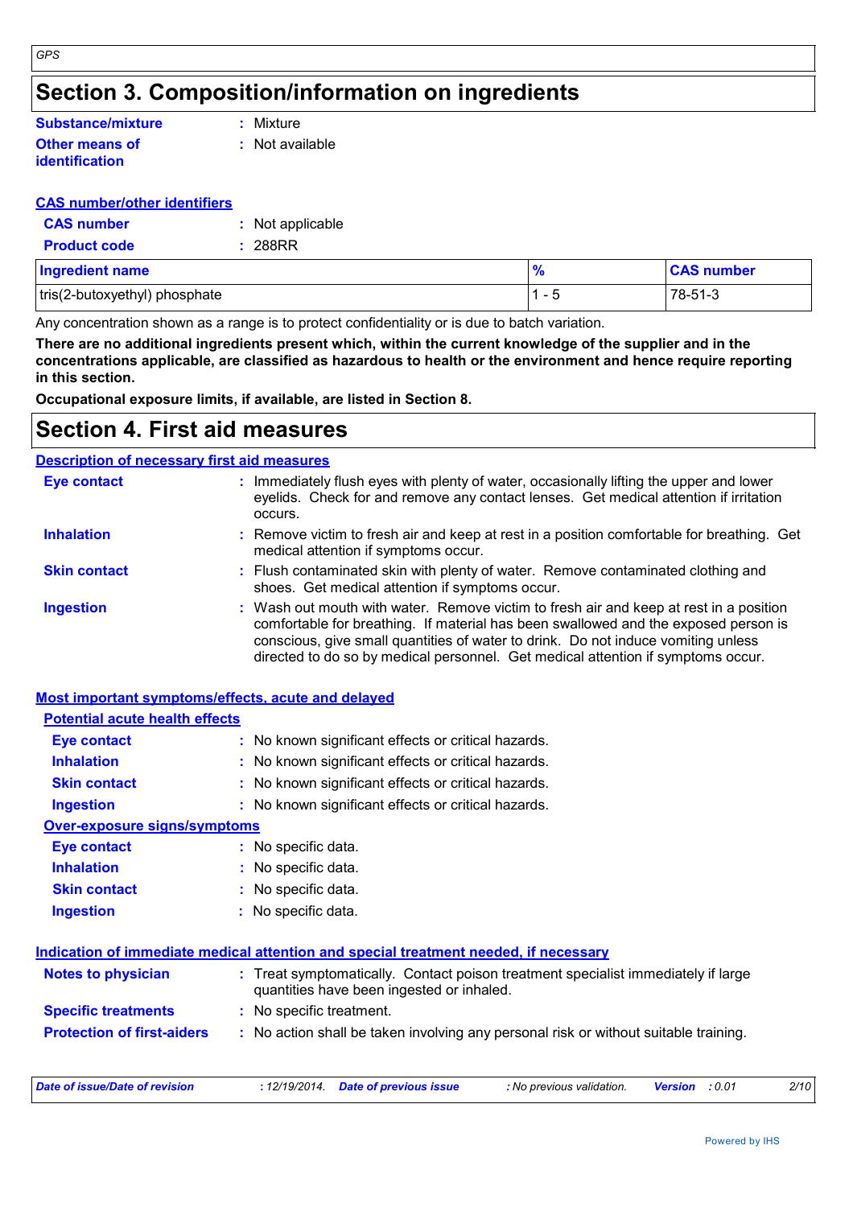## Section 3. Composition/information on ingredients

**Substance/mixture** : Mixture

**Other means of identification** : Not available

**CAS number/other identifiers**

**CAS number** : Not applicable

**Product code** : 288RR

| Ingredient name | % | CAS number |
|---|---|---|
| tris(2-butoxyethyl) phosphate | 1 - 5 | 78-51-3 |

Any concentration shown as a range is to protect confidentiality or is due to batch variation.

**There are no additional ingredients present which, within the current knowledge of the supplier and in the concentrations applicable, are classified as hazardous to health or the environment and hence require reporting in this section.**

**Occupational exposure limits, if available, are listed in Section 8.**

## Section 4. First aid measures

**Description of necessary first aid measures**

**Eye contact** : Immediately flush eyes with plenty of water, occasionally lifting the upper and lower eyelids. Check for and remove any contact lenses. Get medical attention if irritation occurs.

**Inhalation** : Remove victim to fresh air and keep at rest in a position comfortable for breathing. Get medical attention if symptoms occur.

**Skin contact** : Flush contaminated skin with plenty of water. Remove contaminated clothing and shoes. Get medical attention if symptoms occur.

**Ingestion** : Wash out mouth with water. Remove victim to fresh air and keep at rest in a position comfortable for breathing. If material has been swallowed and the exposed person is conscious, give small quantities of water to drink. Do not induce vomiting unless directed to do so by medical personnel. Get medical attention if symptoms occur.

**Most important symptoms/effects, acute and delayed**

**Potential acute health effects**

**Eye contact** : No known significant effects or critical hazards.

**Inhalation** : No known significant effects or critical hazards.

**Skin contact** : No known significant effects or critical hazards.

**Ingestion** : No known significant effects or critical hazards.

**Over-exposure signs/symptoms**

**Eye contact** : No specific data.

**Inhalation** : No specific data.

**Skin contact** : No specific data.

**Ingestion** : No specific data.

**Indication of immediate medical attention and special treatment needed, if necessary**

**Notes to physician** : Treat symptomatically. Contact poison treatment specialist immediately if large quantities have been ingested or inhaled.

**Specific treatments** : No specific treatment.

**Protection of first-aiders** : No action shall be taken involving any personal risk or without suitable training.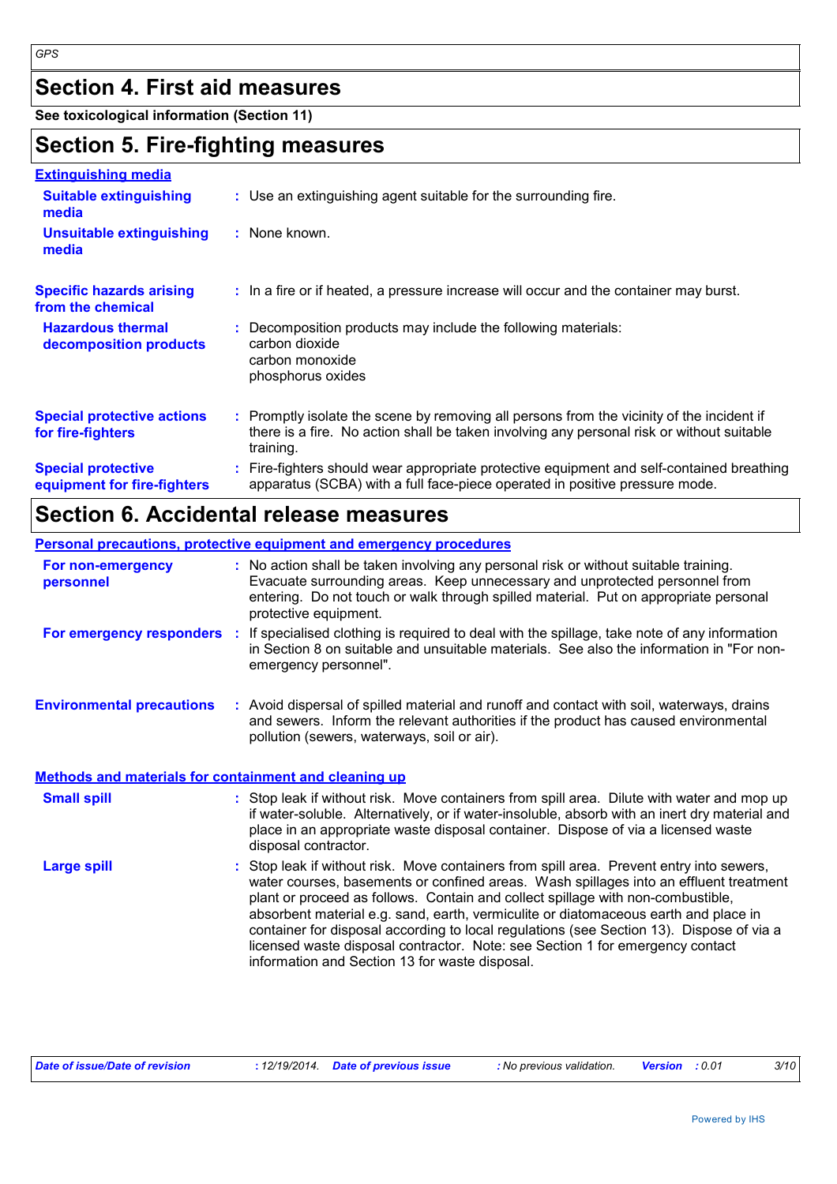## Section 4. First aid measures

**See toxicological information (Section 11)**

## Section 5. Fire-fighting measures

**Extinguishing media**

**Suitable extinguishing media** : Use an extinguishing agent suitable for the surrounding fire.

**Unsuitable extinguishing media** : None known.

**Specific hazards arising from the chemical** : In a fire or if heated, a pressure increase will occur and the container may burst.

**Hazardous thermal decomposition products** : Decomposition products may include the following materials:
carbon dioxide
carbon monoxide
phosphorus oxides

**Special protective actions for fire-fighters** : Promptly isolate the scene by removing all persons from the vicinity of the incident if there is a fire. No action shall be taken involving any personal risk or without suitable training.

**Special protective equipment for fire-fighters** : Fire-fighters should wear appropriate protective equipment and self-contained breathing apparatus (SCBA) with a full face-piece operated in positive pressure mode.

## Section 6. Accidental release measures

**Personal precautions, protective equipment and emergency procedures**

**For non-emergency personnel** : No action shall be taken involving any personal risk or without suitable training. Evacuate surrounding areas. Keep unnecessary and unprotected personnel from entering. Do not touch or walk through spilled material. Put on appropriate personal protective equipment.

**For emergency responders** : If specialised clothing is required to deal with the spillage, take note of any information in Section 8 on suitable and unsuitable materials. See also the information in "For non-emergency personnel".

**Environmental precautions** : Avoid dispersal of spilled material and runoff and contact with soil, waterways, drains and sewers. Inform the relevant authorities if the product has caused environmental pollution (sewers, waterways, soil or air).

**Methods and materials for containment and cleaning up**

**Small spill** : Stop leak if without risk. Move containers from spill area. Dilute with water and mop up if water-soluble. Alternatively, or if water-insoluble, absorb with an inert dry material and place in an appropriate waste disposal container. Dispose of via a licensed waste disposal contractor.

**Large spill** : Stop leak if without risk. Move containers from spill area. Prevent entry into sewers, water courses, basements or confined areas. Wash spillages into an effluent treatment plant or proceed as follows. Contain and collect spillage with non-combustible, absorbent material e.g. sand, earth, vermiculite or diatomaceous earth and place in container for disposal according to local regulations (see Section 13). Dispose of via a licensed waste disposal contractor. Note: see Section 1 for emergency contact information and Section 13 for waste disposal.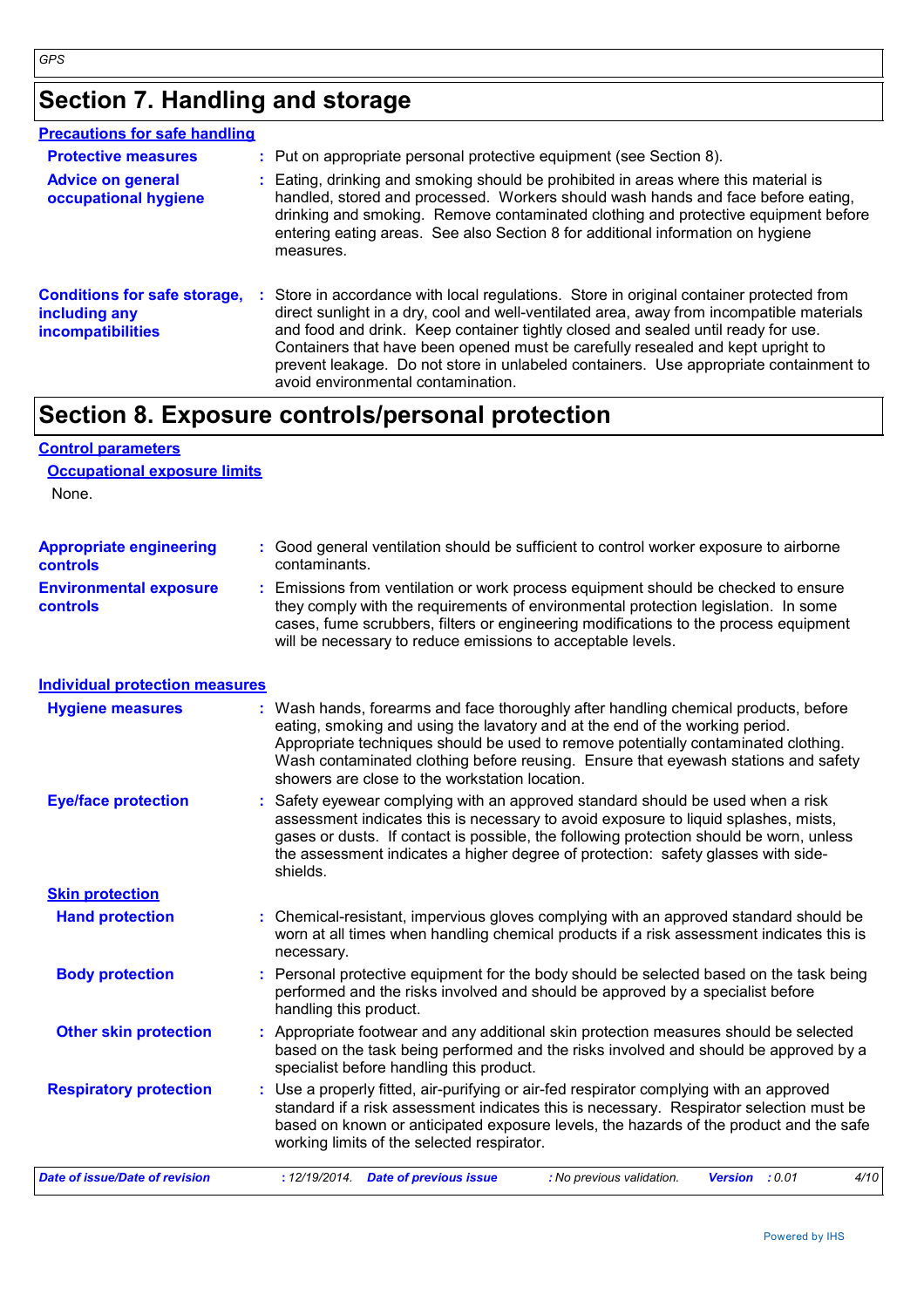# Section 7. Handling and storage

## Precautions for safe handling

**Protective measures** : Put on appropriate personal protective equipment (see Section 8).

**Advice on general occupational hygiene** : Eating, drinking and smoking should be prohibited in areas where this material is handled, stored and processed. Workers should wash hands and face before eating, drinking and smoking. Remove contaminated clothing and protective equipment before entering eating areas. See also Section 8 for additional information on hygiene measures.

**Conditions for safe storage, including any incompatibilities** : Store in accordance with local regulations. Store in original container protected from direct sunlight in a dry, cool and well-ventilated area, away from incompatible materials and food and drink. Keep container tightly closed and sealed until ready for use. Containers that have been opened must be carefully resealed and kept upright to prevent leakage. Do not store in unlabeled containers. Use appropriate containment to avoid environmental contamination.

# Section 8. Exposure controls/personal protection

## Control parameters

### Occupational exposure limits

None.

**Appropriate engineering controls** : Good general ventilation should be sufficient to control worker exposure to airborne contaminants.

**Environmental exposure controls** : Emissions from ventilation or work process equipment should be checked to ensure they comply with the requirements of environmental protection legislation. In some cases, fume scrubbers, filters or engineering modifications to the process equipment will be necessary to reduce emissions to acceptable levels.

## Individual protection measures

**Hygiene measures** : Wash hands, forearms and face thoroughly after handling chemical products, before eating, smoking and using the lavatory and at the end of the working period. Appropriate techniques should be used to remove potentially contaminated clothing. Wash contaminated clothing before reusing. Ensure that eyewash stations and safety showers are close to the workstation location.

**Eye/face protection** : Safety eyewear complying with an approved standard should be used when a risk assessment indicates this is necessary to avoid exposure to liquid splashes, mists, gases or dusts. If contact is possible, the following protection should be worn, unless the assessment indicates a higher degree of protection: safety glasses with side-shields.

### Skin protection

**Hand protection** : Chemical-resistant, impervious gloves complying with an approved standard should be worn at all times when handling chemical products if a risk assessment indicates this is necessary.

**Body protection** : Personal protective equipment for the body should be selected based on the task being performed and the risks involved and should be approved by a specialist before handling this product.

**Other skin protection** : Appropriate footwear and any additional skin protection measures should be selected based on the task being performed and the risks involved and should be approved by a specialist before handling this product.

**Respiratory protection** : Use a properly fitted, air-purifying or air-fed respirator complying with an approved standard if a risk assessment indicates this is necessary. Respirator selection must be based on known or anticipated exposure levels, the hazards of the product and the safe working limits of the selected respirator.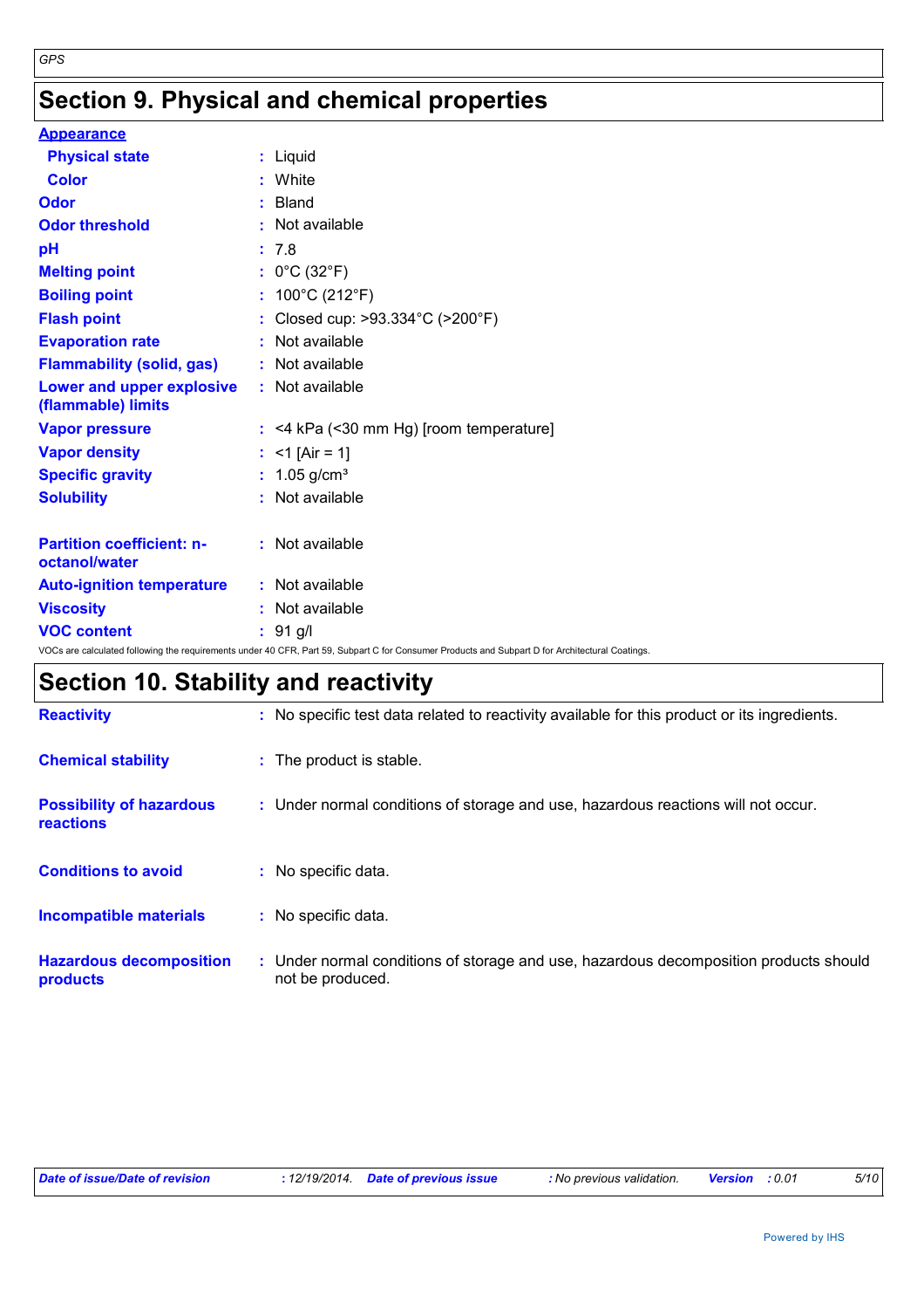## Section 9. Physical and chemical properties

**Appearance**

| | |
|---|---|
| **Physical state** | : Liquid |
| **Color** | : White |
| **Odor** | : Bland |
| **Odor threshold** | : Not available |
| **pH** | : 7.8 |
| **Melting point** | : 0°C (32°F) |
| **Boiling point** | : 100°C (212°F) |
| **Flash point** | : Closed cup: >93.334°C (>200°F) |
| **Evaporation rate** | : Not available |
| **Flammability (solid, gas)** | : Not available |
| **Lower and upper explosive (flammable) limits** | : Not available |
| **Vapor pressure** | : <4 kPa (<30 mm Hg) [room temperature] |
| **Vapor density** | : <1 [Air = 1] |
| **Specific gravity** | : 1.05 g/cm³ |
| **Solubility** | : Not available |
| **Partition coefficient: n-octanol/water** | : Not available |
| **Auto-ignition temperature** | : Not available |
| **Viscosity** | : Not available |
| **VOC content** | : 91 g/l |

VOCs are calculated following the requirements under 40 CFR, Part 59, Subpart C for Consumer Products and Subpart D for Architectural Coatings.

## Section 10. Stability and reactivity

| | |
|---|---|
| **Reactivity** | : No specific test data related to reactivity available for this product or its ingredients. |
| **Chemical stability** | : The product is stable. |
| **Possibility of hazardous reactions** | : Under normal conditions of storage and use, hazardous reactions will not occur. |
| **Conditions to avoid** | : No specific data. |
| **Incompatible materials** | : No specific data. |
| **Hazardous decomposition products** | : Under normal conditions of storage and use, hazardous decomposition products should not be produced. |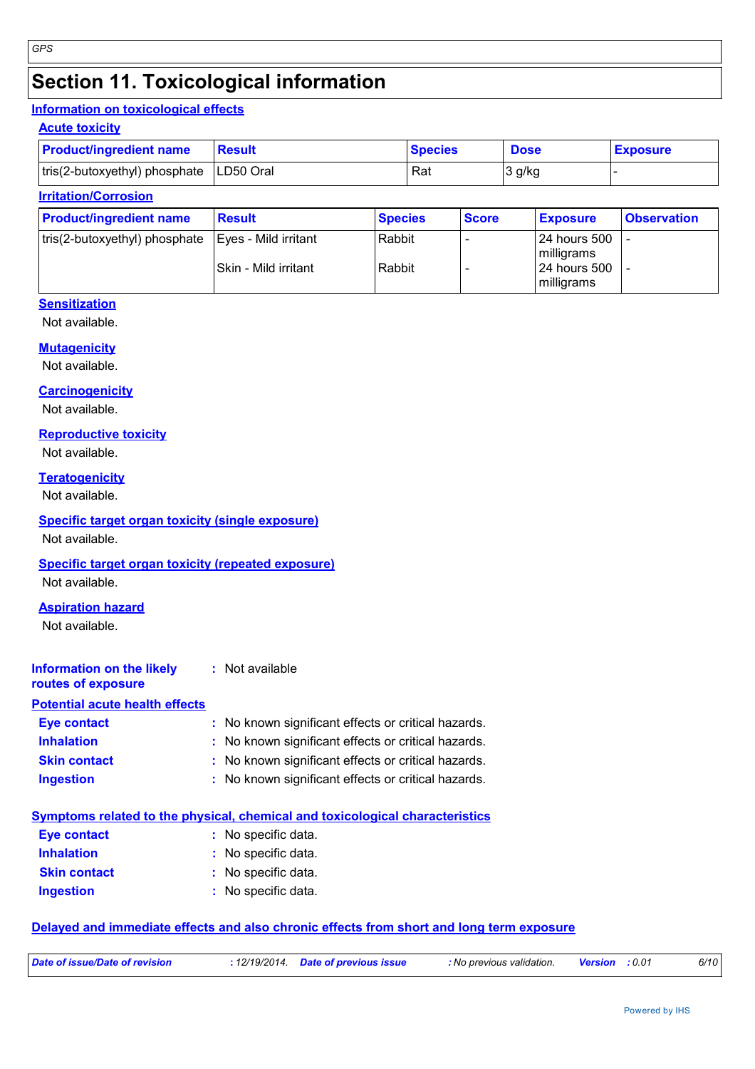# Section 11. Toxicological information

## Information on toxicological effects

### Acute toxicity

| Product/ingredient name | Result | Species | Dose | Exposure |
|---|---|---|---|---|
| tris(2-butoxyethyl) phosphate | LD50 Oral | Rat | 3 g/kg | - |

### Irritation/Corrosion

| Product/ingredient name | Result | Species | Score | Exposure | Observation |
|---|---|---|---|---|---|
| tris(2-butoxyethyl) phosphate | Eyes - Mild irritant | Rabbit | - | 24 hours 500 milligrams | - |
| | Skin - Mild irritant | Rabbit | - | 24 hours 500 milligrams | - |

### Sensitization

Not available.

### Mutagenicity

Not available.

### Carcinogenicity

Not available.

### Reproductive toxicity

Not available.

### Teratogenicity

Not available.

### Specific target organ toxicity (single exposure)

Not available.

### Specific target organ toxicity (repeated exposure)

Not available.

### Aspiration hazard

Not available.

**Information on the likely routes of exposure** : Not available

## Potential acute health effects

**Eye contact** : No known significant effects or critical hazards.

**Inhalation** : No known significant effects or critical hazards.

**Skin contact** : No known significant effects or critical hazards.

**Ingestion** : No known significant effects or critical hazards.

## Symptoms related to the physical, chemical and toxicological characteristics

**Eye contact** : No specific data.

**Inhalation** : No specific data.

**Skin contact** : No specific data.

**Ingestion** : No specific data.

## Delayed and immediate effects and also chronic effects from short and long term exposure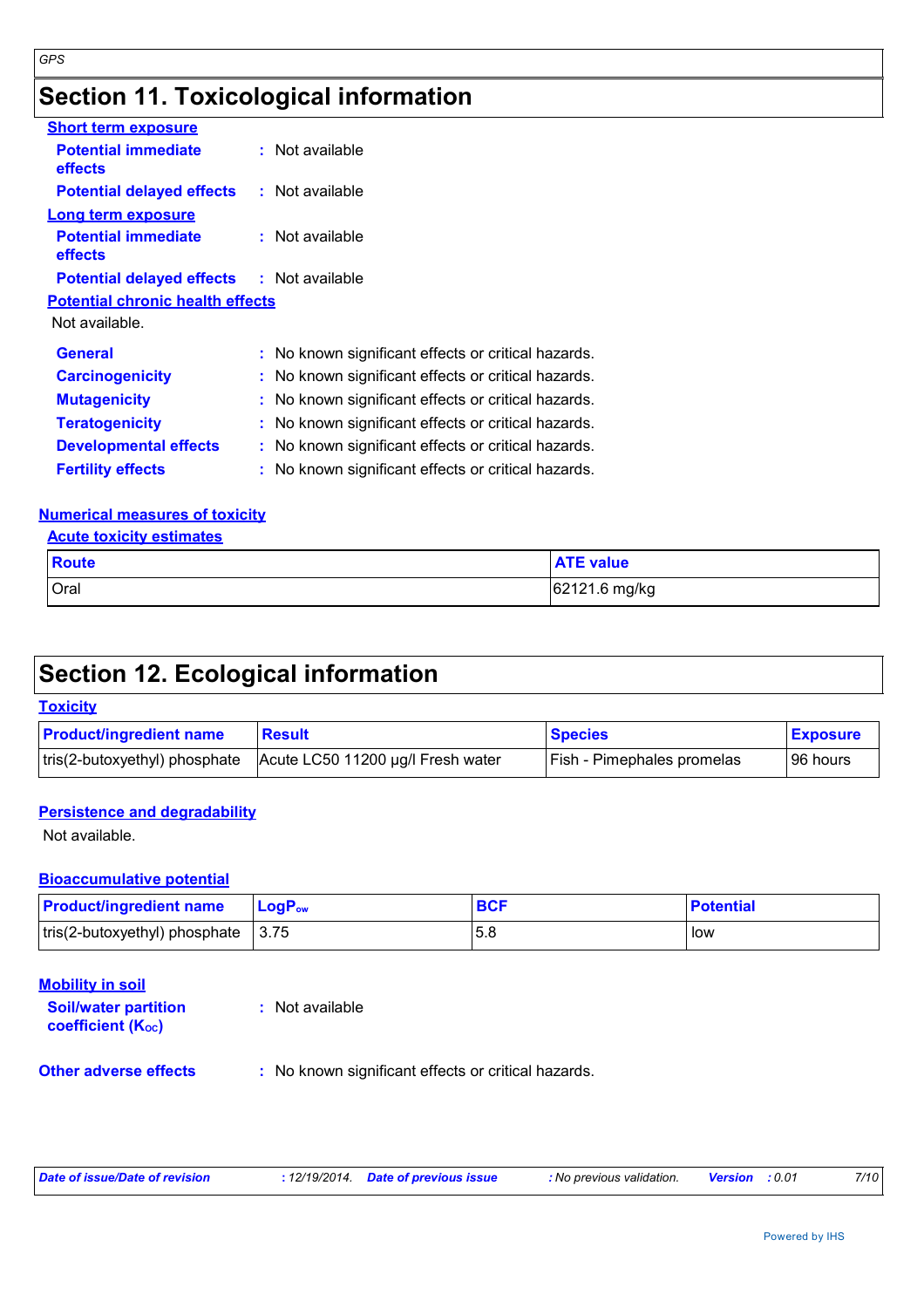# Section 11. Toxicological information

**Short term exposure**

**Potential immediate effects** : Not available

**Potential delayed effects** : Not available

**Long term exposure**

**Potential immediate effects** : Not available

**Potential delayed effects** : Not available

**Potential chronic health effects**

Not available.

**General** : No known significant effects or critical hazards.

**Carcinogenicity** : No known significant effects or critical hazards.

**Mutagenicity** : No known significant effects or critical hazards.

**Teratogenicity** : No known significant effects or critical hazards.

**Developmental effects** : No known significant effects or critical hazards.

**Fertility effects** : No known significant effects or critical hazards.

**Numerical measures of toxicity**

**Acute toxicity estimates**

| Route | ATE value |
|---|---|
| Oral | 62121.6 mg/kg |

# Section 12. Ecological information

**Toxicity**

| Product/ingredient name | Result | Species | Exposure |
|---|---|---|---|
| tris(2-butoxyethyl) phosphate | Acute LC50 11200 µg/l Fresh water | Fish - Pimephales promelas | 96 hours |

**Persistence and degradability**

Not available.

**Bioaccumulative potential**

| Product/ingredient name | $LogP_{ow}$ | BCF | Potential |
|---|---|---|---|
| tris(2-butoxyethyl) phosphate | 3.75 | 5.8 | low |

**Mobility in soil**

**Soil/water partition coefficient ($K_{OC}$)** : Not available

**Other adverse effects** : No known significant effects or critical hazards.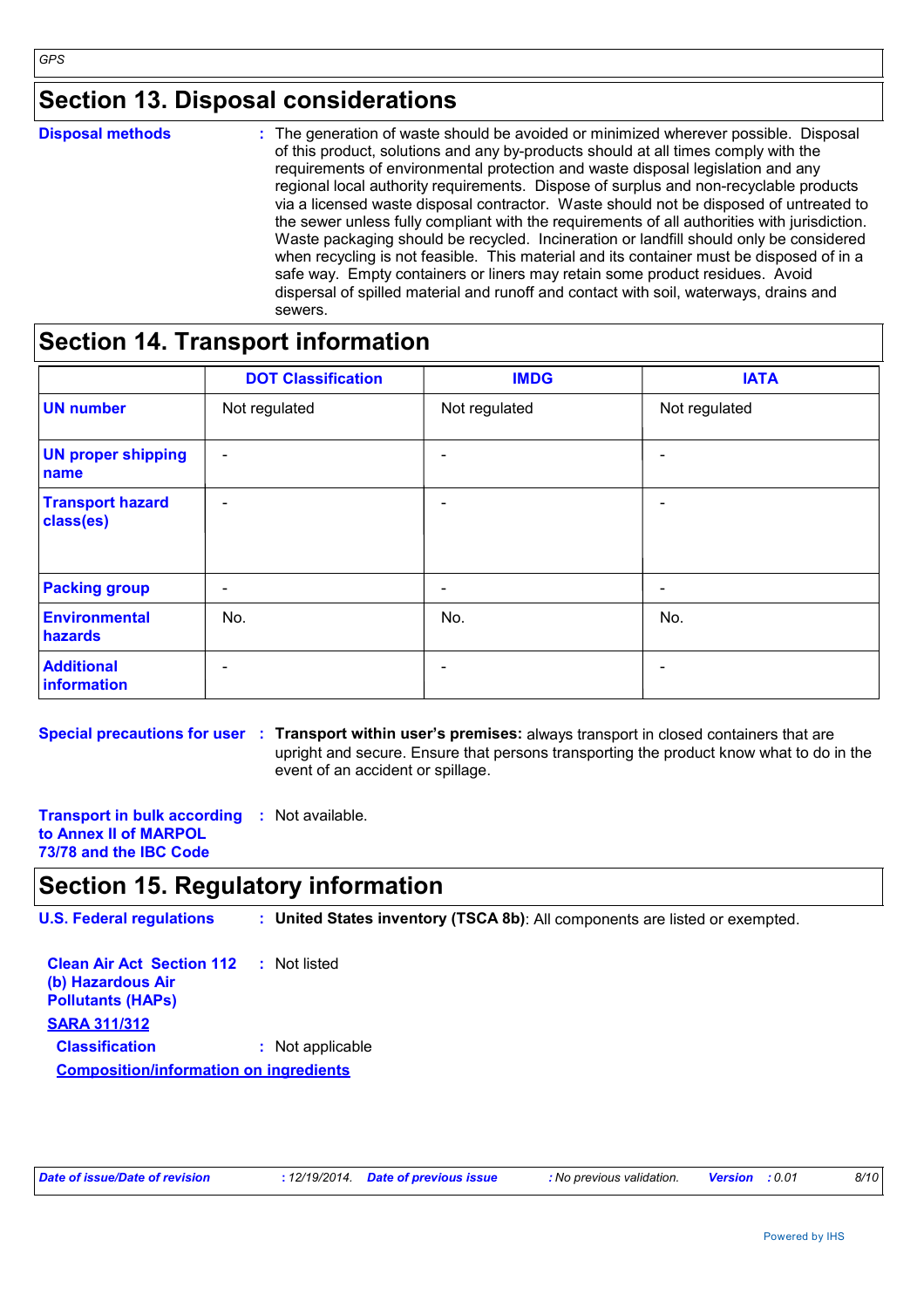## Section 13. Disposal considerations

**Disposal methods** : The generation of waste should be avoided or minimized wherever possible. Disposal of this product, solutions and any by-products should at all times comply with the requirements of environmental protection and waste disposal legislation and any regional local authority requirements. Dispose of surplus and non-recyclable products via a licensed waste disposal contractor. Waste should not be disposed of untreated to the sewer unless fully compliant with the requirements of all authorities with jurisdiction. Waste packaging should be recycled. Incineration or landfill should only be considered when recycling is not feasible. This material and its container must be disposed of in a safe way. Empty containers or liners may retain some product residues. Avoid dispersal of spilled material and runoff and contact with soil, waterways, drains and sewers.

## Section 14. Transport information

| | DOT Classification | IMDG | IATA |
|---|---|---|---|
| **UN number** | Not regulated | Not regulated | Not regulated |
| **UN proper shipping name** | - | - | - |
| **Transport hazard class(es)** | - | - | - |
| **Packing group** | - | - | - |
| **Environmental hazards** | No. | No. | No. |
| **Additional information** | - | - | - |

**Special precautions for user** : **Transport within user's premises:** always transport in closed containers that are upright and secure. Ensure that persons transporting the product know what to do in the event of an accident or spillage.

**Transport in bulk according to Annex II of MARPOL 73/78 and the IBC Code** : Not available.

## Section 15. Regulatory information

**U.S. Federal regulations** : **United States inventory (TSCA 8b)**: All components are listed or exempted.

**Clean Air Act Section 112 (b) Hazardous Air Pollutants (HAPs)** : Not listed

**SARA 311/312**

**Classification** : Not applicable

**Composition/information on ingredients**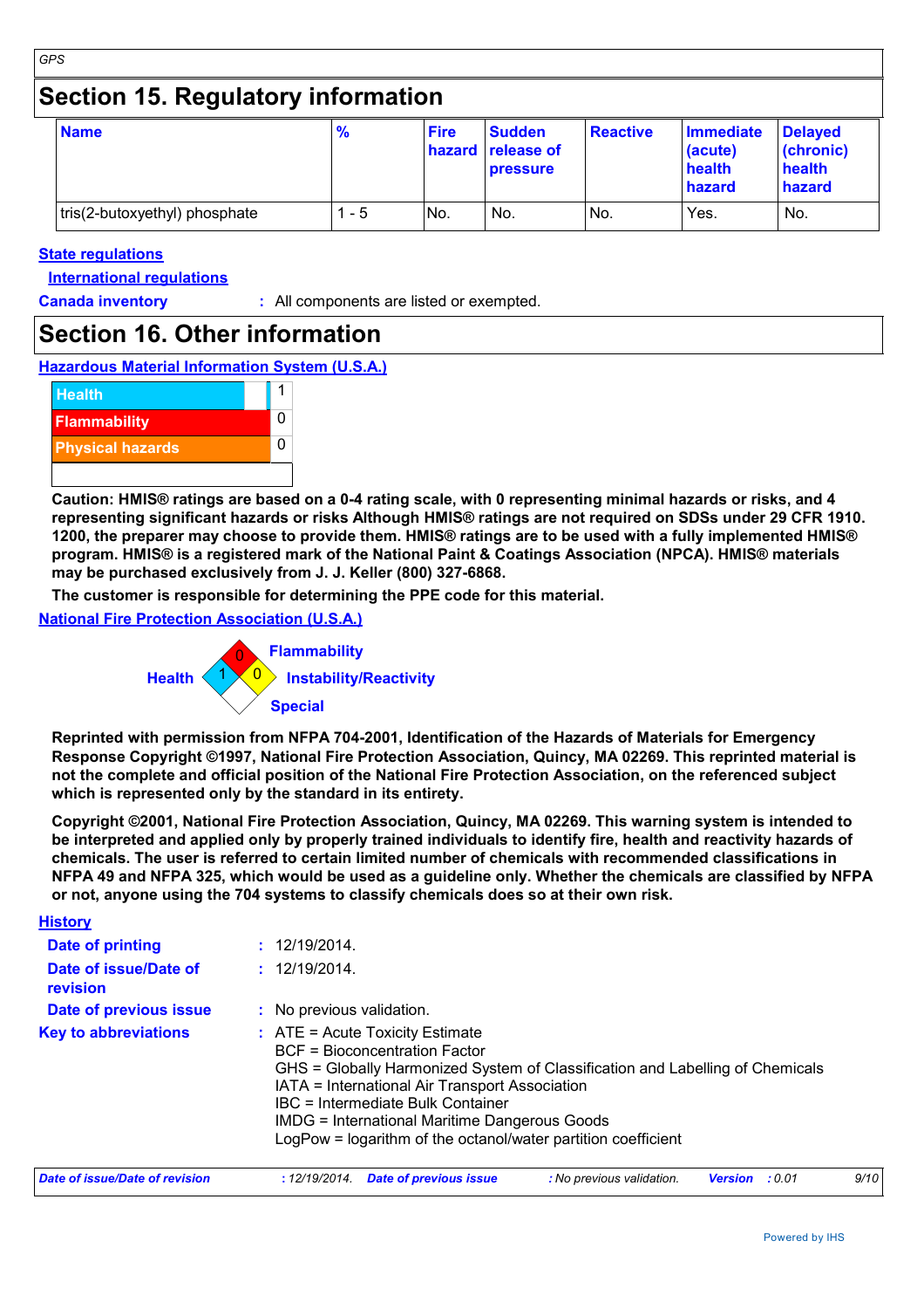## Section 15. Regulatory information

| Name | % | Fire hazard | Sudden release of pressure | Reactive | Immediate (acute) health hazard | Delayed (chronic) health hazard |
|---|---|---|---|---|---|---|
| tris(2-butoxyethyl) phosphate | 1 - 5 | No. | No. | No. | Yes. | No. |

**State regulations**

**International regulations**

**Canada inventory** : All components are listed or exempted.

## Section 16. Other information

**Hazardous Material Information System (U.S.A.)**

| | |
|---|---|
| Health | 1 |
| Flammability | 0 |
| Physical hazards | 0 |

**Caution: HMIS® ratings are based on a 0-4 rating scale, with 0 representing minimal hazards or risks, and 4 representing significant hazards or risks Although HMIS® ratings are not required on SDSs under 29 CFR 1910. 1200, the preparer may choose to provide them. HMIS® ratings are to be used with a fully implemented HMIS® program. HMIS® is a registered mark of the National Paint & Coatings Association (NPCA). HMIS® materials may be purchased exclusively from J. J. Keller (800) 327-6868.**

**The customer is responsible for determining the PPE code for this material.**

**National Fire Protection Association (U.S.A.)**

Health: 1
Flammability: 0
Instability/Reactivity: 0
Special:

**Reprinted with permission from NFPA 704-2001, Identification of the Hazards of Materials for Emergency Response Copyright ©1997, National Fire Protection Association, Quincy, MA 02269. This reprinted material is not the complete and official position of the National Fire Protection Association, on the referenced subject which is represented only by the standard in its entirety.**

**Copyright ©2001, National Fire Protection Association, Quincy, MA 02269. This warning system is intended to be interpreted and applied only by properly trained individuals to identify fire, health and reactivity hazards of chemicals. The user is referred to certain limited number of chemicals with recommended classifications in NFPA 49 and NFPA 325, which would be used as a guideline only. Whether the chemicals are classified by NFPA or not, anyone using the 704 systems to classify chemicals does so at their own risk.**

**History**

**Date of printing** : 12/19/2014.

**Date of issue/Date of revision** : 12/19/2014.

**Date of previous issue** : No previous validation.

**Key to abbreviations** :
- ATE = Acute Toxicity Estimate
- BCF = Bioconcentration Factor
- GHS = Globally Harmonized System of Classification and Labelling of Chemicals
- IATA = International Air Transport Association
- IBC = Intermediate Bulk Container
- IMDG = International Maritime Dangerous Goods
- LogPow = logarithm of the octanol/water partition coefficient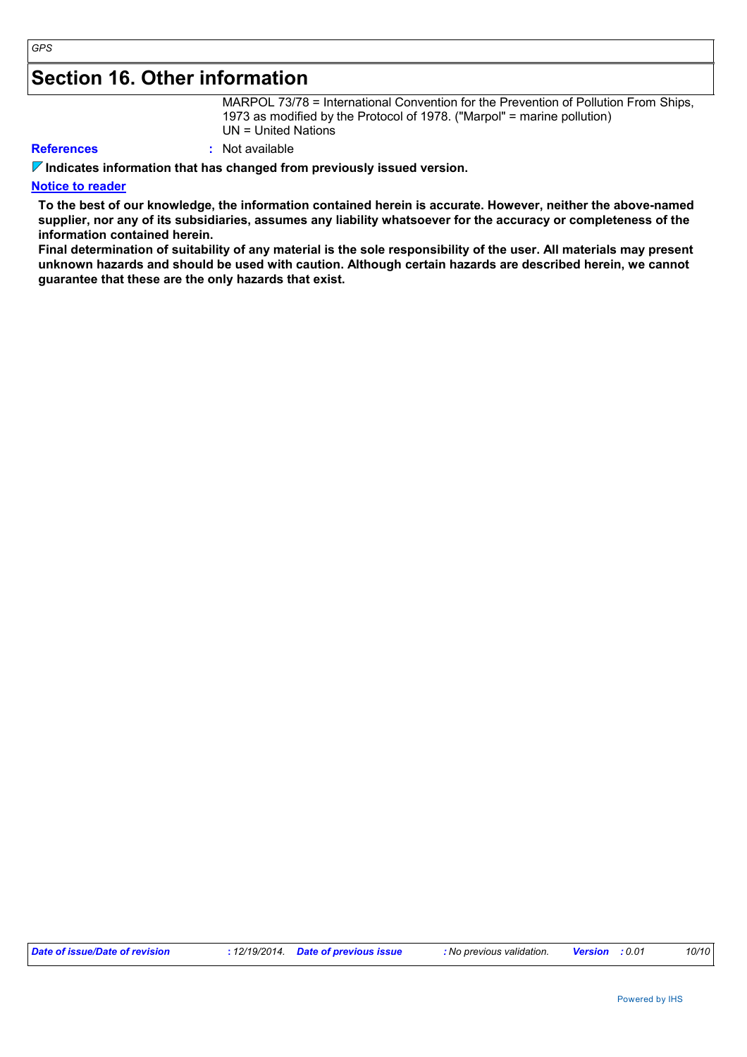## Section 16. Other information

MARPOL 73/78 = International Convention for the Prevention of Pollution From Ships, 1973 as modified by the Protocol of 1978. ("Marpol" = marine pollution)
UN = United Nations

**References** : Not available

**Indicates information that has changed from previously issued version.**

**Notice to reader**

**To the best of our knowledge, the information contained herein is accurate. However, neither the above-named supplier, nor any of its subsidiaries, assumes any liability whatsoever for the accuracy or completeness of the information contained herein.**
**Final determination of suitability of any material is the sole responsibility of the user. All materials may present unknown hazards and should be used with caution. Although certain hazards are described herein, we cannot guarantee that these are the only hazards that exist.**